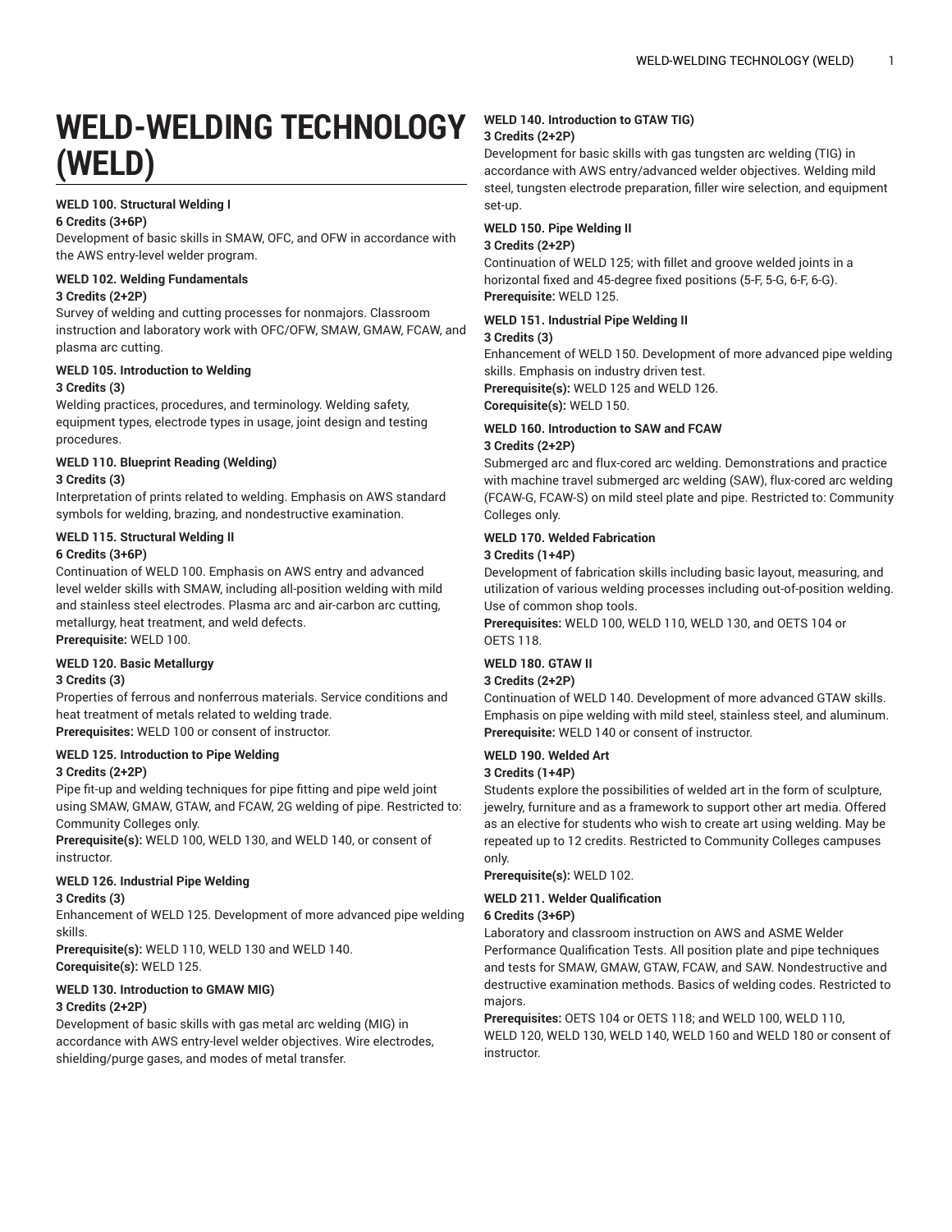# WELD-WELDING TECHNOLOGY (WELD)

**WELD 100. Structural Welding I**
**6 Credits (3+6P)**
Development of basic skills in SMAW, OFC, and OFW in accordance with the AWS entry-level welder program.

**WELD 102. Welding Fundamentals**
**3 Credits (2+2P)**
Survey of welding and cutting processes for nonmajors. Classroom instruction and laboratory work with OFC/OFW, SMAW, GMAW, FCAW, and plasma arc cutting.

**WELD 105. Introduction to Welding**
**3 Credits (3)**
Welding practices, procedures, and terminology. Welding safety, equipment types, electrode types in usage, joint design and testing procedures.

**WELD 110. Blueprint Reading (Welding)**
**3 Credits (3)**
Interpretation of prints related to welding. Emphasis on AWS standard symbols for welding, brazing, and nondestructive examination.

**WELD 115. Structural Welding II**
**6 Credits (3+6P)**
Continuation of WELD 100. Emphasis on AWS entry and advanced level welder skills with SMAW, including all-position welding with mild and stainless steel electrodes. Plasma arc and air-carbon arc cutting, metallurgy, heat treatment, and weld defects.
**Prerequisite:** WELD 100.

**WELD 120. Basic Metallurgy**
**3 Credits (3)**
Properties of ferrous and nonferrous materials. Service conditions and heat treatment of metals related to welding trade.
**Prerequisites:** WELD 100 or consent of instructor.

**WELD 125. Introduction to Pipe Welding**
**3 Credits (2+2P)**
Pipe fit-up and welding techniques for pipe fitting and pipe weld joint using SMAW, GMAW, GTAW, and FCAW, 2G welding of pipe. Restricted to: Community Colleges only.
**Prerequisite(s):** WELD 100, WELD 130, and WELD 140, or consent of instructor.

**WELD 126. Industrial Pipe Welding**
**3 Credits (3)**
Enhancement of WELD 125. Development of more advanced pipe welding skills.
**Prerequisite(s):** WELD 110, WELD 130 and WELD 140.
**Corequisite(s):** WELD 125.

**WELD 130. Introduction to GMAW MIG)**
**3 Credits (2+2P)**
Development of basic skills with gas metal arc welding (MIG) in accordance with AWS entry-level welder objectives. Wire electrodes, shielding/purge gases, and modes of metal transfer.

**WELD 140. Introduction to GTAW TIG)**
**3 Credits (2+2P)**
Development for basic skills with gas tungsten arc welding (TIG) in accordance with AWS entry/advanced welder objectives. Welding mild steel, tungsten electrode preparation, filler wire selection, and equipment set-up.

**WELD 150. Pipe Welding II**
**3 Credits (2+2P)**
Continuation of WELD 125; with fillet and groove welded joints in a horizontal fixed and 45-degree fixed positions (5-F, 5-G, 6-F, 6-G).
**Prerequisite:** WELD 125.

**WELD 151. Industrial Pipe Welding II**
**3 Credits (3)**
Enhancement of WELD 150. Development of more advanced pipe welding skills. Emphasis on industry driven test.
**Prerequisite(s):** WELD 125 and WELD 126.
**Corequisite(s):** WELD 150.

**WELD 160. Introduction to SAW and FCAW**
**3 Credits (2+2P)**
Submerged arc and flux-cored arc welding. Demonstrations and practice with machine travel submerged arc welding (SAW), flux-cored arc welding (FCAW-G, FCAW-S) on mild steel plate and pipe. Restricted to: Community Colleges only.

**WELD 170. Welded Fabrication**
**3 Credits (1+4P)**
Development of fabrication skills including basic layout, measuring, and utilization of various welding processes including out-of-position welding. Use of common shop tools.
**Prerequisites:** WELD 100, WELD 110, WELD 130, and OETS 104 or OETS 118.

**WELD 180. GTAW II**
**3 Credits (2+2P)**
Continuation of WELD 140. Development of more advanced GTAW skills. Emphasis on pipe welding with mild steel, stainless steel, and aluminum.
**Prerequisite:** WELD 140 or consent of instructor.

**WELD 190. Welded Art**
**3 Credits (1+4P)**
Students explore the possibilities of welded art in the form of sculpture, jewelry, furniture and as a framework to support other art media. Offered as an elective for students who wish to create art using welding. May be repeated up to 12 credits. Restricted to Community Colleges campuses only.
**Prerequisite(s):** WELD 102.

**WELD 211. Welder Qualification**
**6 Credits (3+6P)**
Laboratory and classroom instruction on AWS and ASME Welder Performance Qualification Tests. All position plate and pipe techniques and tests for SMAW, GMAW, GTAW, FCAW, and SAW. Nondestructive and destructive examination methods. Basics of welding codes. Restricted to majors.
**Prerequisites:** OETS 104 or OETS 118; and WELD 100, WELD 110, WELD 120, WELD 130, WELD 140, WELD 160 and WELD 180 or consent of instructor.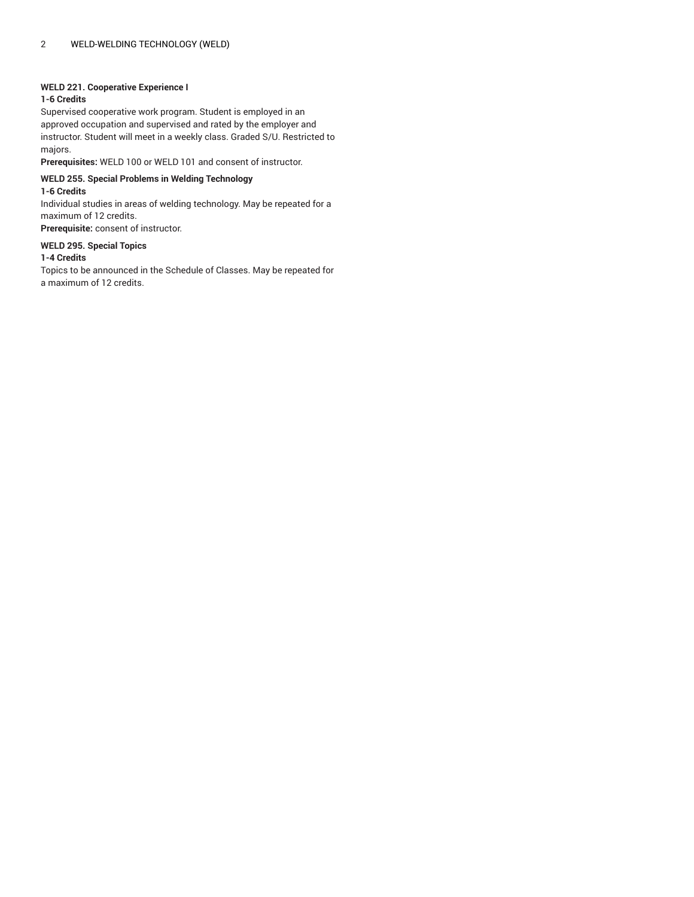**WELD 221. Cooperative Experience I**
**1-6 Credits**
Supervised cooperative work program. Student is employed in an approved occupation and supervised and rated by the employer and instructor. Student will meet in a weekly class. Graded S/U. Restricted to majors.
**Prerequisites:** WELD 100 or WELD 101 and consent of instructor.

**WELD 255. Special Problems in Welding Technology**
**1-6 Credits**
Individual studies in areas of welding technology. May be repeated for a maximum of 12 credits.
**Prerequisite:** consent of instructor.

**WELD 295. Special Topics**
**1-4 Credits**
Topics to be announced in the Schedule of Classes. May be repeated for a maximum of 12 credits.